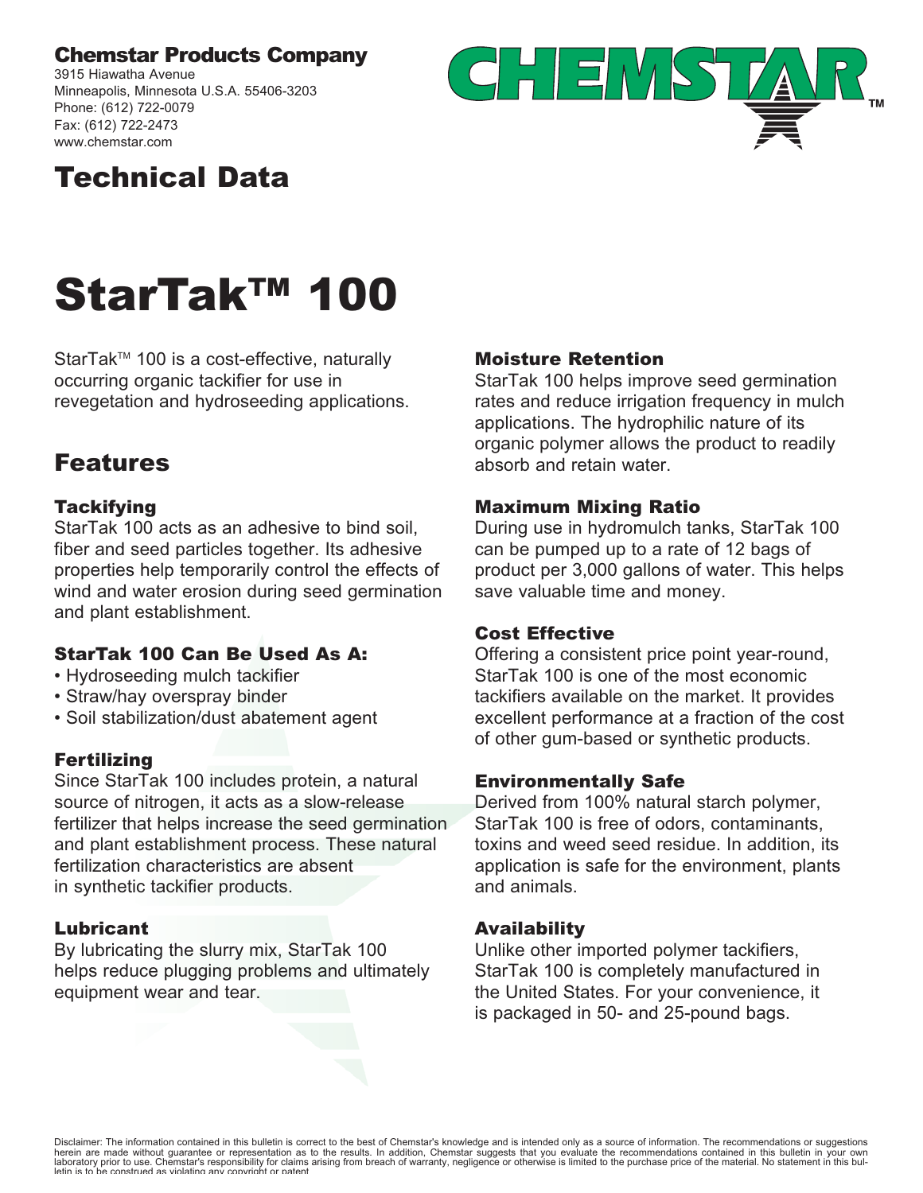**Chemstar Products Company**
3915 Hiawatha Avenue
Minneapolis, Minnesota U.S.A. 55406-3203
Phone: (612) 722-0079
Fax: (612) 722-2473
www.chemstar.com

CHEMSTAR™

# Technical Data

# StarTak™ 100

StarTak™ 100 is a cost-effective, naturally occurring organic tackifier for use in revegetation and hydroseeding applications.

## Features

### Tackifying

StarTak 100 acts as an adhesive to bind soil, fiber and seed particles together. Its adhesive properties help temporarily control the effects of wind and water erosion during seed germination and plant establishment.

### StarTak 100 Can Be Used As A:

- Hydroseeding mulch tackifier
- Straw/hay overspray binder
- Soil stabilization/dust abatement agent

### Fertilizing

Since StarTak 100 includes protein, a natural source of nitrogen, it acts as a slow-release fertilizer that helps increase the seed germination and plant establishment process. These natural fertilization characteristics are absent in synthetic tackifier products.

### Lubricant

By lubricating the slurry mix, StarTak 100 helps reduce plugging problems and ultimately equipment wear and tear.

### Moisture Retention

StarTak 100 helps improve seed germination rates and reduce irrigation frequency in mulch applications. The hydrophilic nature of its organic polymer allows the product to readily absorb and retain water.

### Maximum Mixing Ratio

During use in hydromulch tanks, StarTak 100 can be pumped up to a rate of 12 bags of product per 3,000 gallons of water. This helps save valuable time and money.

### Cost Effective

Offering a consistent price point year-round, StarTak 100 is one of the most economic tackifiers available on the market. It provides excellent performance at a fraction of the cost of other gum-based or synthetic products.

### Environmentally Safe

Derived from 100% natural starch polymer, StarTak 100 is free of odors, contaminants, toxins and weed seed residue. In addition, its application is safe for the environment, plants and animals.

### Availability

Unlike other imported polymer tackifiers, StarTak 100 is completely manufactured in the United States. For your convenience, it is packaged in 50- and 25-pound bags.

Disclaimer: The information contained in this bulletin is correct to the best of Chemstar's knowledge and is intended only as a source of information. The recommendations or suggestions herein are made without guarantee or representation as to the results. In addition, Chemstar suggests that you evaluate the recommendations contained in this bulletin in your own laboratory prior to use. Chemstar's responsibility for claims arising from breach of warranty, negligence or otherwise is limited to the purchase price of the material. No statement in this bulletin is to be construed as violating any copyright or patent.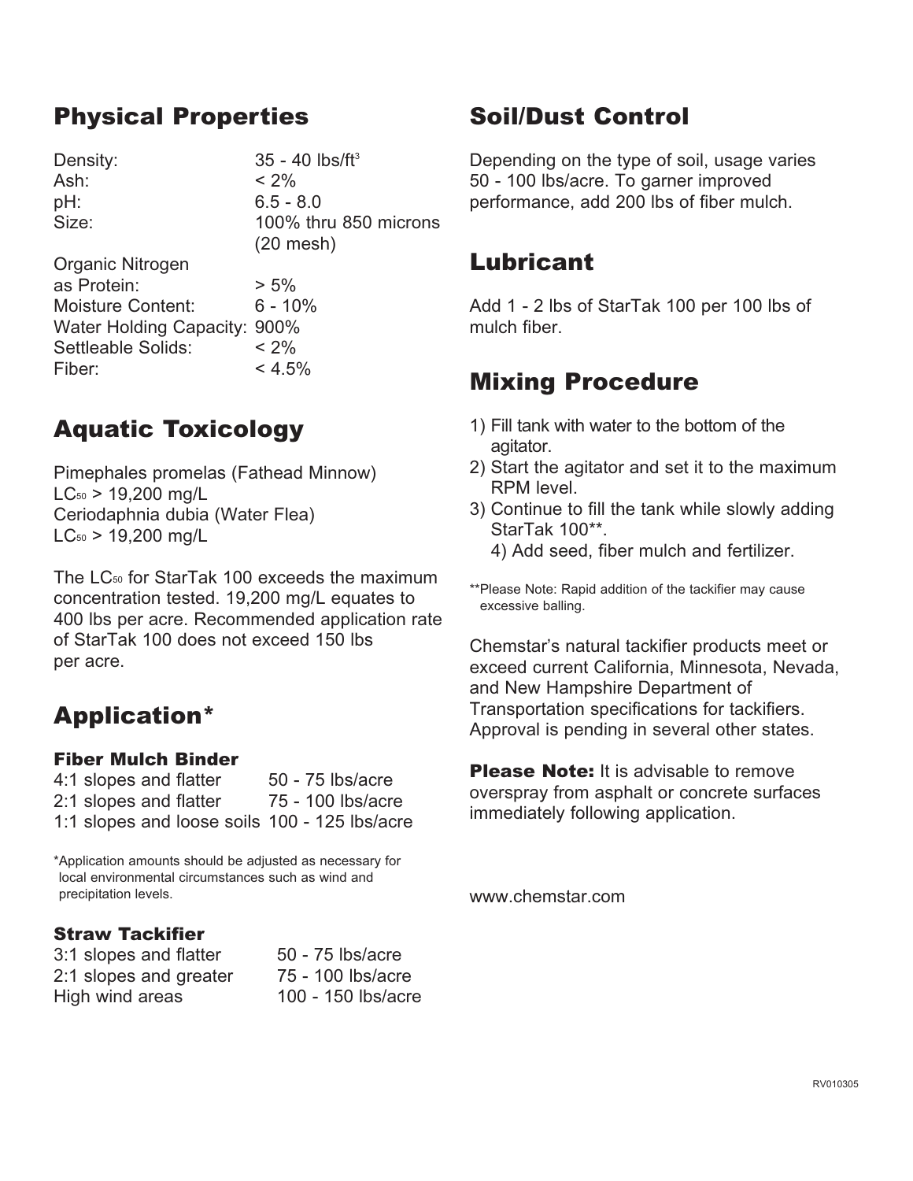## Physical Properties

| | |
|---|---|
| Density: | 35 - 40 lbs/ft$^3$ |
| Ash: | < 2% |
| pH: | 6.5 - 8.0 |
| Size: | 100% thru 850 microns (20 mesh) |
| Organic Nitrogen as Protein: | > 5% |
| Moisture Content: | 6 - 10% |
| Water Holding Capacity: | 900% |
| Settleable Solids: | < 2% |
| Fiber: | < 4.5% |

## Aquatic Toxicology

Pimephales promelas (Fathead Minnow)
$LC_{50}$ > 19,200 mg/L
Ceriodaphnia dubia (Water Flea)
$LC_{50}$ > 19,200 mg/L

The $LC_{50}$ for StarTak 100 exceeds the maximum concentration tested. 19,200 mg/L equates to 400 lbs per acre. Recommended application rate of StarTak 100 does not exceed 150 lbs per acre.

## Application*

### Fiber Mulch Binder

| | |
|---|---|
| 4:1 slopes and flatter | 50 - 75 lbs/acre |
| 2:1 slopes and flatter | 75 - 100 lbs/acre |
| 1:1 slopes and loose soils | 100 - 125 lbs/acre |

*Application amounts should be adjusted as necessary for local environmental circumstances such as wind and precipitation levels.

### Straw Tackifier

| | |
|---|---|
| 3:1 slopes and flatter | 50 - 75 lbs/acre |
| 2:1 slopes and greater | 75 - 100 lbs/acre |
| High wind areas | 100 - 150 lbs/acre |

## Soil/Dust Control

Depending on the type of soil, usage varies 50 - 100 lbs/acre. To garner improved performance, add 200 lbs of fiber mulch.

## Lubricant

Add 1 - 2 lbs of StarTak 100 per 100 lbs of mulch fiber.

## Mixing Procedure

1) Fill tank with water to the bottom of the agitator.
2) Start the agitator and set it to the maximum RPM level.
3) Continue to fill the tank while slowly adding StarTak 100**.
4) Add seed, fiber mulch and fertilizer.

**Please Note: Rapid addition of the tackifier may cause excessive balling.

Chemstar's natural tackifier products meet or exceed current California, Minnesota, Nevada, and New Hampshire Department of Transportation specifications for tackifiers. Approval is pending in several other states.

**Please Note:** It is advisable to remove overspray from asphalt or concrete surfaces immediately following application.

www.chemstar.com

RV010305